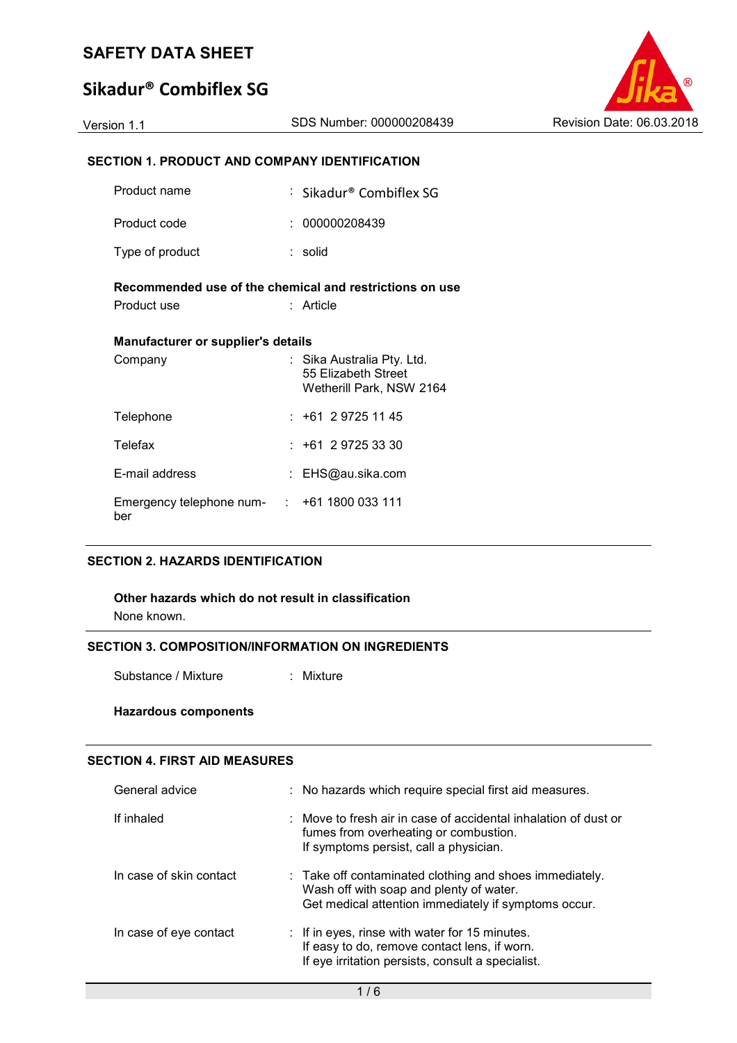# SAFETY DATA SHEET

## Sikadur® Combiflex SG

Version 1.1 SDS Number: 000000208439 Revision Date: 06.03.2018

### SECTION 1. PRODUCT AND COMPANY IDENTIFICATION

| | | |
|---|---|---|
| Product name | : | Sikadur® Combiflex SG |
| Product code | : | 000000208439 |
| Type of product | : | solid |

**Recommended use of the chemical and restrictions on use**

| | | |
|---|---|---|
| Product use | : | Article |

**Manufacturer or supplier's details**

| | | |
|---|---|---|
| Company | : | Sika Australia Pty. Ltd.<br>55 Elizabeth Street<br>Wetherill Park, NSW 2164 |
| Telephone | : | +61 2 9725 11 45 |
| Telefax | : | +61 2 9725 33 30 |
| E-mail address | : | EHS@au.sika.com |
| Emergency telephone number | : | +61 1800 033 111 |

### SECTION 2. HAZARDS IDENTIFICATION

**Other hazards which do not result in classification**

None known.

### SECTION 3. COMPOSITION/INFORMATION ON INGREDIENTS

| | | |
|---|---|---|
| Substance / Mixture | : | Mixture |

**Hazardous components**

### SECTION 4. FIRST AID MEASURES

| | | |
|---|---|---|
| General advice | : | No hazards which require special first aid measures. |
| If inhaled | : | Move to fresh air in case of accidental inhalation of dust or fumes from overheating or combustion.<br>If symptoms persist, call a physician. |
| In case of skin contact | : | Take off contaminated clothing and shoes immediately.<br>Wash off with soap and plenty of water.<br>Get medical attention immediately if symptoms occur. |
| In case of eye contact | : | If in eyes, rinse with water for 15 minutes.<br>If easy to do, remove contact lens, if worn.<br>If eye irritation persists, consult a specialist. |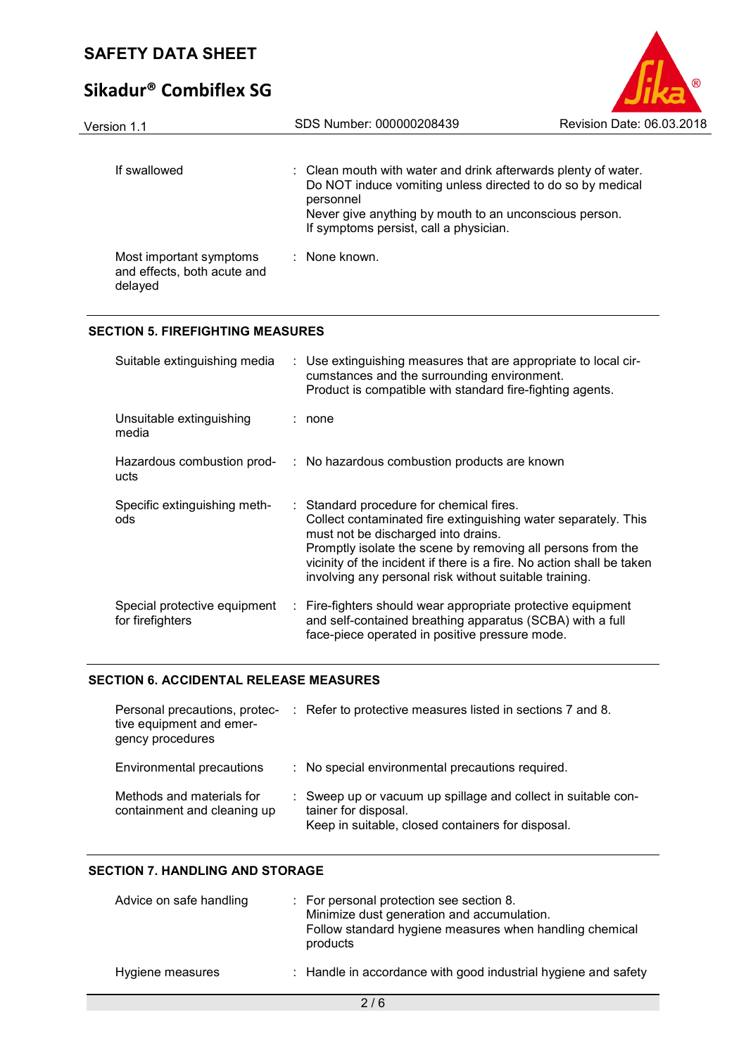| | | |
|---|---|---|
| If swallowed | : | Clean mouth with water and drink afterwards plenty of water.<br>Do NOT induce vomiting unless directed to do so by medical personnel<br>Never give anything by mouth to an unconscious person.<br>If symptoms persist, call a physician. |
| Most important symptoms and effects, both acute and delayed | : | None known. |

## SECTION 5. FIREFIGHTING MEASURES

| | | |
|---|---|---|
| Suitable extinguishing media | : | Use extinguishing measures that are appropriate to local circumstances and the surrounding environment.<br>Product is compatible with standard fire-fighting agents. |
| Unsuitable extinguishing media | : | none |
| Hazardous combustion products | : | No hazardous combustion products are known |
| Specific extinguishing methods | : | Standard procedure for chemical fires.<br>Collect contaminated fire extinguishing water separately. This must not be discharged into drains.<br>Promptly isolate the scene by removing all persons from the vicinity of the incident if there is a fire. No action shall be taken involving any personal risk without suitable training. |
| Special protective equipment for firefighters | : | Fire-fighters should wear appropriate protective equipment and self-contained breathing apparatus (SCBA) with a full face-piece operated in positive pressure mode. |

## SECTION 6. ACCIDENTAL RELEASE MEASURES

| | | |
|---|---|---|
| Personal precautions, protective equipment and emergency procedures | : | Refer to protective measures listed in sections 7 and 8. |
| Environmental precautions | : | No special environmental precautions required. |
| Methods and materials for containment and cleaning up | : | Sweep up or vacuum up spillage and collect in suitable container for disposal.<br>Keep in suitable, closed containers for disposal. |

## SECTION 7. HANDLING AND STORAGE

| | | |
|---|---|---|
| Advice on safe handling | : | For personal protection see section 8.<br>Minimize dust generation and accumulation.<br>Follow standard hygiene measures when handling chemical products |
| Hygiene measures | : | Handle in accordance with good industrial hygiene and safety |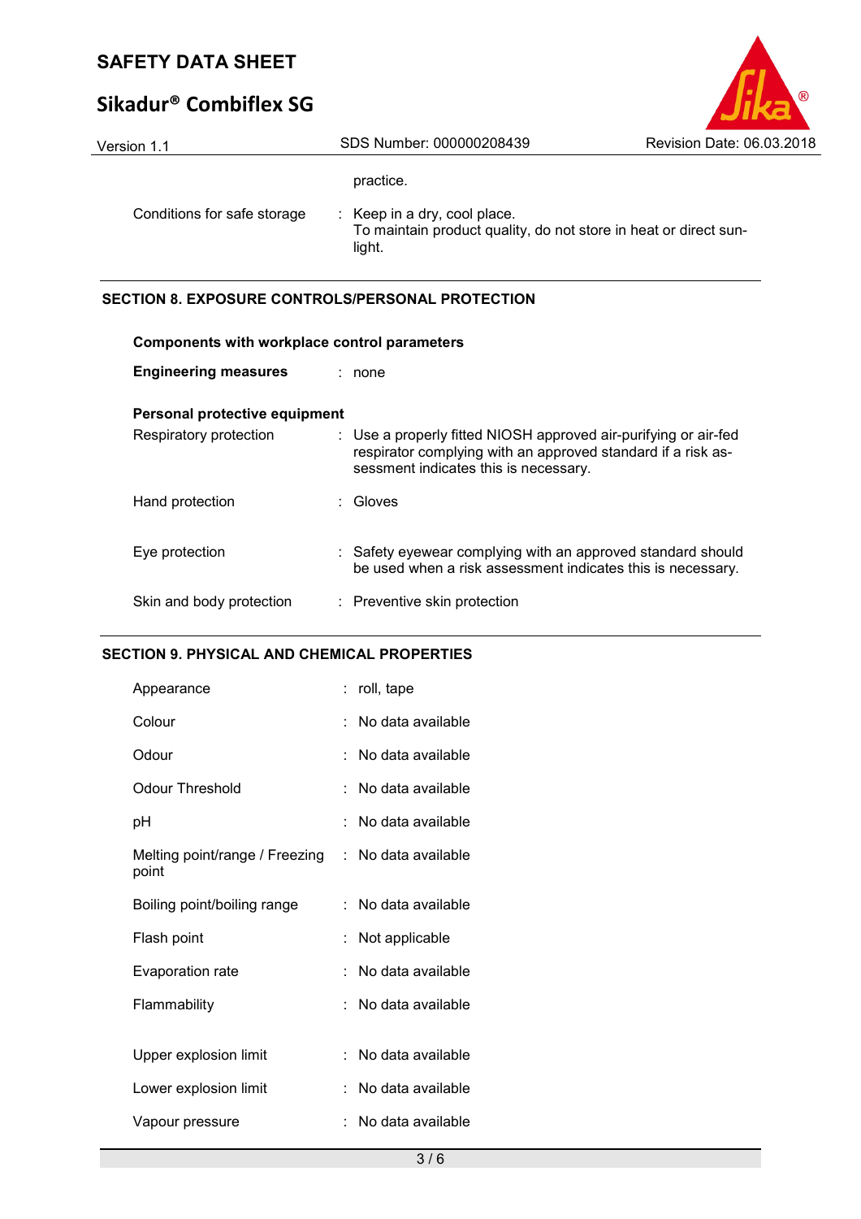practice.

| | |
|---|---|
| Conditions for safe storage | : Keep in a dry, cool place. To maintain product quality, do not store in heat or direct sunlight. |

## SECTION 8. EXPOSURE CONTROLS/PERSONAL PROTECTION

**Components with workplace control parameters**

| | |
|---|---|
| **Engineering measures** | : none |

**Personal protective equipment**

| | |
|---|---|
| Respiratory protection | : Use a properly fitted NIOSH approved air-purifying or air-fed respirator complying with an approved standard if a risk assessment indicates this is necessary. |
| Hand protection | : Gloves |
| Eye protection | : Safety eyewear complying with an approved standard should be used when a risk assessment indicates this is necessary. |
| Skin and body protection | : Preventive skin protection |

## SECTION 9. PHYSICAL AND CHEMICAL PROPERTIES

| | |
|---|---|
| Appearance | : roll, tape |
| Colour | : No data available |
| Odour | : No data available |
| Odour Threshold | : No data available |
| pH | : No data available |
| Melting point/range / Freezing point | : No data available |
| Boiling point/boiling range | : No data available |
| Flash point | : Not applicable |
| Evaporation rate | : No data available |
| Flammability | : No data available |
| Upper explosion limit | : No data available |
| Lower explosion limit | : No data available |
| Vapour pressure | : No data available |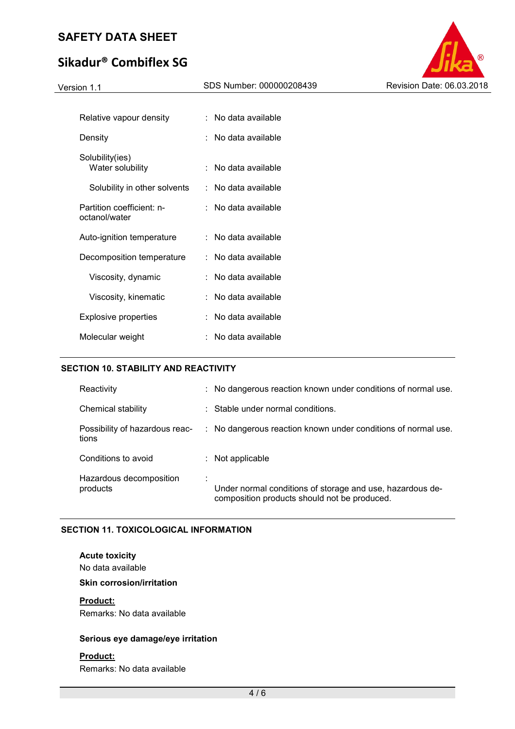| | |
|---|---|
| Relative vapour density | : No data available |
| Density | : No data available |
| Solubility(ies)<br>Water solubility | : No data available |
| Solubility in other solvents | : No data available |
| Partition coefficient: n-octanol/water | : No data available |
| Auto-ignition temperature | : No data available |
| Decomposition temperature | : No data available |
| Viscosity, dynamic | : No data available |
| Viscosity, kinematic | : No data available |
| Explosive properties | : No data available |
| Molecular weight | : No data available |

## SECTION 10. STABILITY AND REACTIVITY

| | |
|---|---|
| Reactivity | : No dangerous reaction known under conditions of normal use. |
| Chemical stability | : Stable under normal conditions. |
| Possibility of hazardous reactions | : No dangerous reaction known under conditions of normal use. |
| Conditions to avoid | : Not applicable |
| Hazardous decomposition products | : Under normal conditions of storage and use, hazardous decomposition products should not be produced. |

## SECTION 11. TOXICOLOGICAL INFORMATION

**Acute toxicity**

No data available

**Skin corrosion/irritation**

**Product:**

Remarks: No data available

**Serious eye damage/eye irritation**

**Product:**

Remarks: No data available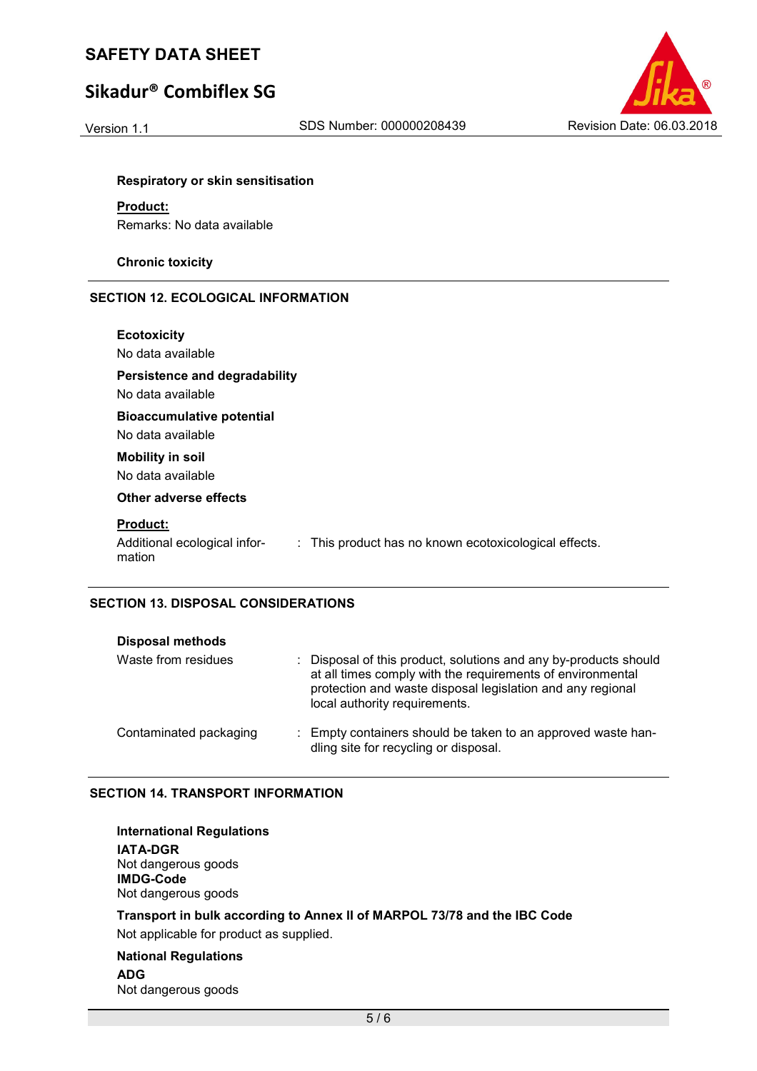**Respiratory or skin sensitisation**

**Product:**

Remarks: No data available

**Chronic toxicity**

## SECTION 12. ECOLOGICAL INFORMATION

**Ecotoxicity**

No data available

**Persistence and degradability**

No data available

**Bioaccumulative potential**

No data available

**Mobility in soil**

No data available

**Other adverse effects**

**Product:**

| | |
|---|---|
| Additional ecological information | : This product has no known ecotoxicological effects. |

## SECTION 13. DISPOSAL CONSIDERATIONS

**Disposal methods**

| | |
|---|---|
| Waste from residues | : Disposal of this product, solutions and any by-products should at all times comply with the requirements of environmental protection and waste disposal legislation and any regional local authority requirements. |
| Contaminated packaging | : Empty containers should be taken to an approved waste handling site for recycling or disposal. |

## SECTION 14. TRANSPORT INFORMATION

**International Regulations**

**IATA-DGR**
Not dangerous goods
**IMDG-Code**
Not dangerous goods

**Transport in bulk according to Annex II of MARPOL 73/78 and the IBC Code**

Not applicable for product as supplied.

**National Regulations**

**ADG**
Not dangerous goods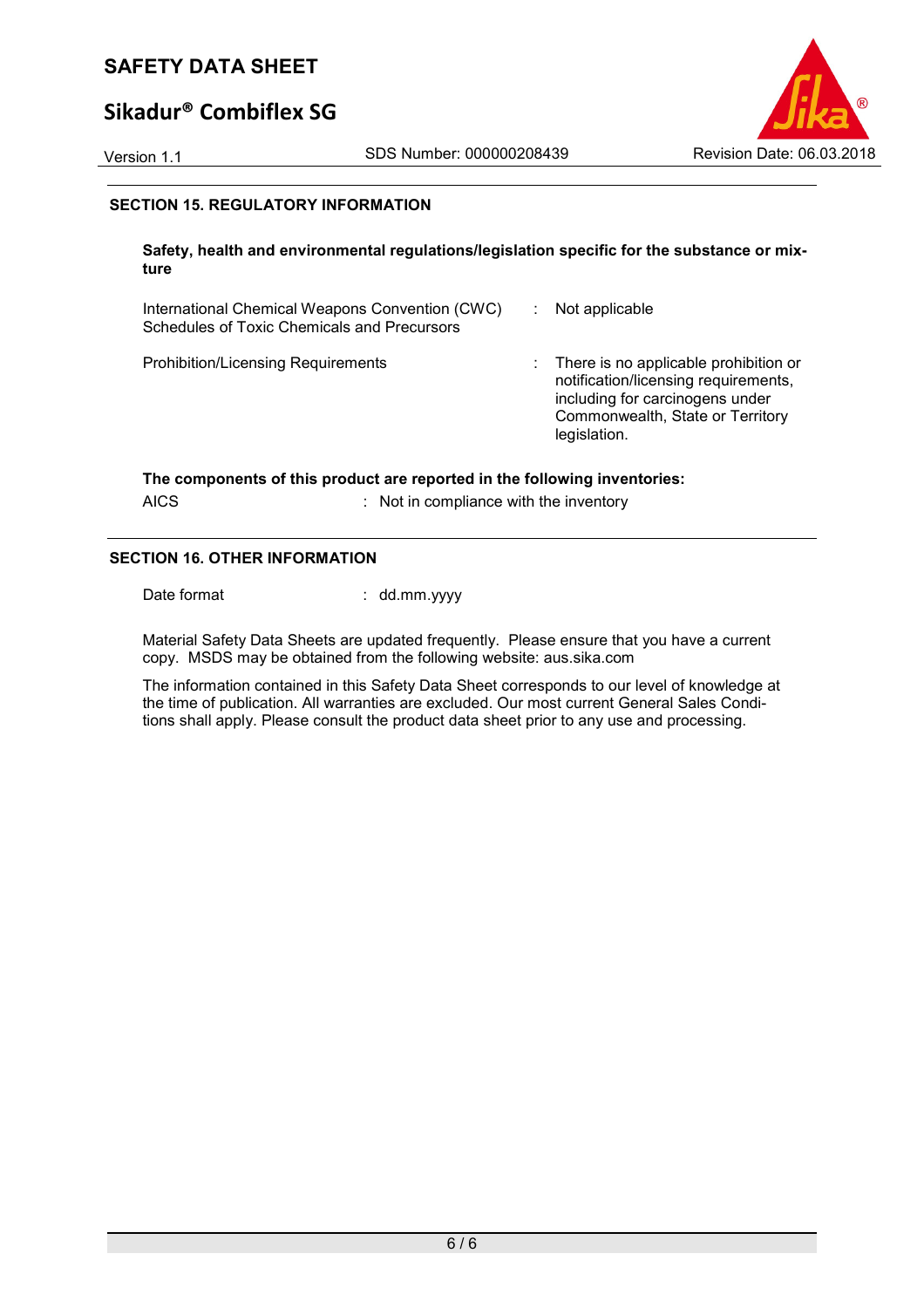## SECTION 15. REGULATORY INFORMATION

**Safety, health and environmental regulations/legislation specific for the substance or mixture**

| | | |
|---|---|---|
| International Chemical Weapons Convention (CWC) Schedules of Toxic Chemicals and Precursors | : | Not applicable |
| Prohibition/Licensing Requirements | : | There is no applicable prohibition or notification/licensing requirements, including for carcinogens under Commonwealth, State or Territory legislation. |

**The components of this product are reported in the following inventories:**

| | | |
|---|---|---|
| AICS | : | Not in compliance with the inventory |

## SECTION 16. OTHER INFORMATION

| | | |
|---|---|---|
| Date format | : | dd.mm.yyyy |

Material Safety Data Sheets are updated frequently. Please ensure that you have a current copy. MSDS may be obtained from the following website: aus.sika.com

The information contained in this Safety Data Sheet corresponds to our level of knowledge at the time of publication. All warranties are excluded. Our most current General Sales Conditions shall apply. Please consult the product data sheet prior to any use and processing.